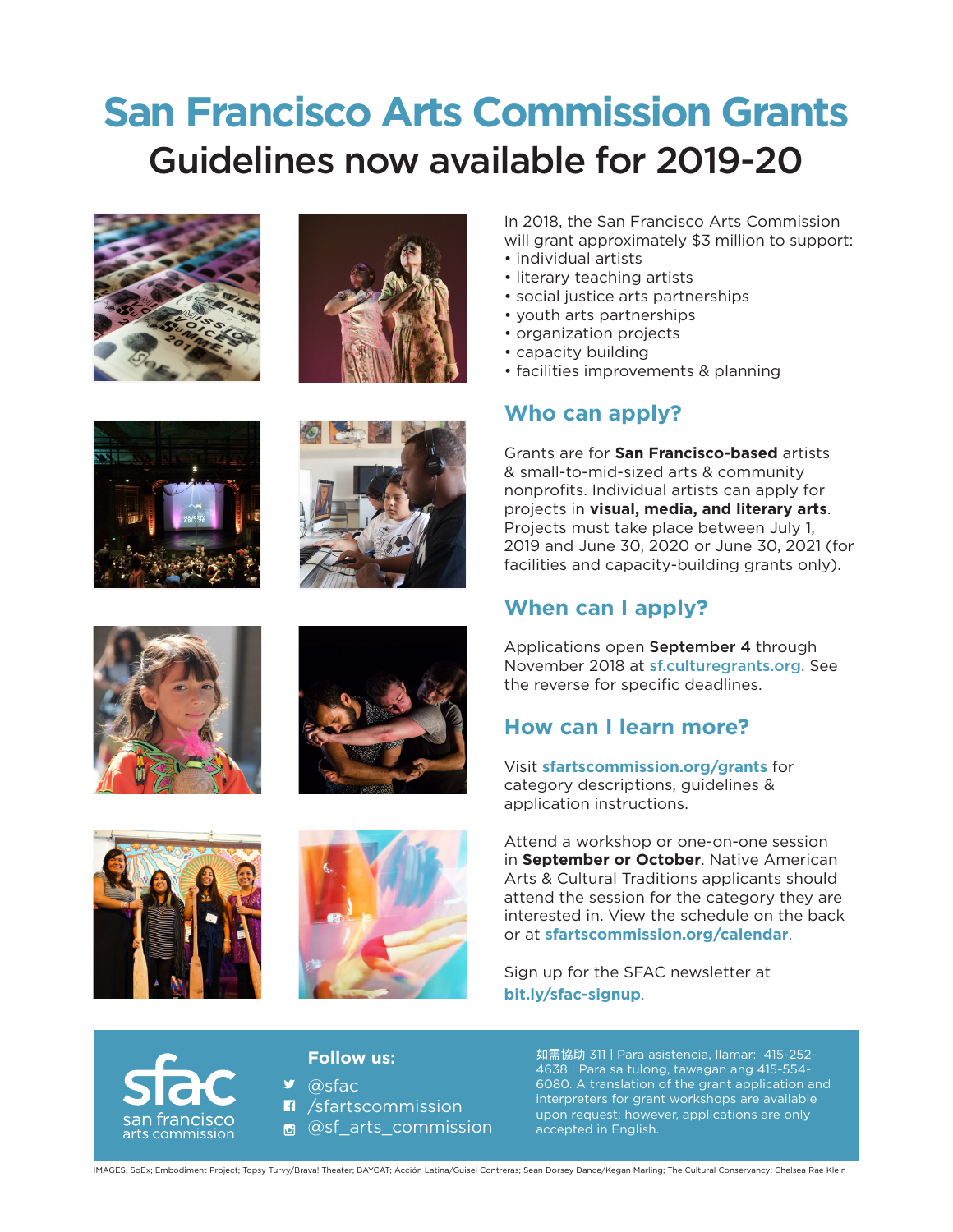# San Francisco Arts Commission Grants

## Guidelines now available for 2019-20

In 2018, the San Francisco Arts Commission will grant approximately $3 million to support:

- individual artists
- literary teaching artists
- social justice arts partnerships
- youth arts partnerships
- organization projects
- capacity building
- facilities improvements & planning

### Who can apply?

Grants are for **San Francisco-based** artists & small-to-mid-sized arts & community nonprofits. Individual artists can apply for projects in **visual, media, and literary arts**. Projects must take place between July 1, 2019 and June 30, 2020 or June 30, 2021 (for facilities and capacity-building grants only).

### When can I apply?

Applications open **September 4** through November 2018 at sf.culturegrants.org. See the reverse for specific deadlines.

### How can I learn more?

Visit **sfartscommission.org/grants** for category descriptions, guidelines & application instructions.

Attend a workshop or one-on-one session in **September or October**. Native American Arts & Cultural Traditions applicants should attend the session for the category they are interested in. View the schedule on the back or at **sfartscommission.org/calendar**.

Sign up for the SFAC newsletter at **bit.ly/sfac-signup**.

sfac
san francisco arts commission

**Follow us:**

- @sfac
- /sfartscommission
- @sf_arts_commission

如需協助 311 | Para asistencia, llamar: 415-252-4638 | Para sa tulong, tawagan ang 415-554-6080. A translation of the grant application and interpreters for grant workshops are available upon request; however, applications are only accepted in English.

IMAGES: SoEx; Embodiment Project; Topsy Turvy/Brava! Theater; BAYCAT; Acción Latina/Guisel Contreras; Sean Dorsey Dance/Kegan Marling; The Cultural Conservancy; Chelsea Rae Klein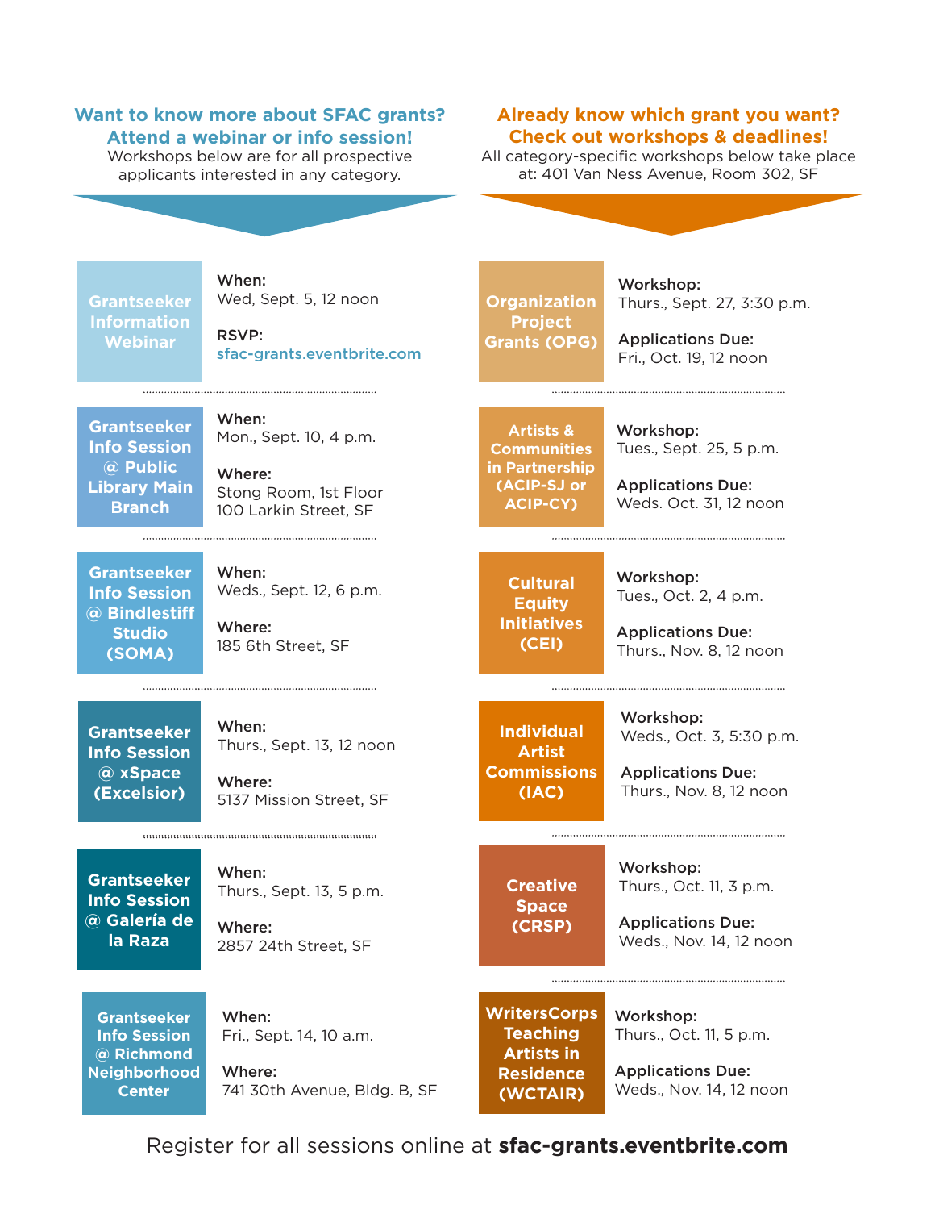## Want to know more about SFAC grants? Attend a webinar or info session!

Workshops below are for all prospective applicants interested in any category.

**Grantseeker Information Webinar**

**When:**
Wed, Sept. 5, 12 noon

**RSVP:**
sfac-grants.eventbrite.com

**Grantseeker Info Session @ Public Library Main Branch**

**When:**
Mon., Sept. 10, 4 p.m.

**Where:**
Stong Room, 1st Floor
100 Larkin Street, SF

**Grantseeker Info Session @ Bindlestiff Studio (SOMA)**

**When:**
Weds., Sept. 12, 6 p.m.

**Where:**
185 6th Street, SF

**Grantseeker Info Session @ xSpace (Excelsior)**

**When:**
Thurs., Sept. 13, 12 noon

**Where:**
5137 Mission Street, SF

**Grantseeker Info Session @ Galería de la Raza**

**When:**
Thurs., Sept. 13, 5 p.m.

**Where:**
2857 24th Street, SF

**Grantseeker Info Session @ Richmond Neighborhood Center**

**When:**
Fri., Sept. 14, 10 a.m.

**Where:**
741 30th Avenue, Bldg. B, SF

## Already know which grant you want? Check out workshops & deadlines!

All category-specific workshops below take place at: 401 Van Ness Avenue, Room 302, SF

**Organization Project Grants (OPG)**

**Workshop:**
Thurs., Sept. 27, 3:30 p.m.

**Applications Due:**
Fri., Oct. 19, 12 noon

**Artists & Communities in Partnership (ACIP-SJ or ACIP-CY)**

**Workshop:**
Tues., Sept. 25, 5 p.m.

**Applications Due:**
Weds. Oct. 31, 12 noon

**Cultural Equity Initiatives (CEI)**

**Workshop:**
Tues., Oct. 2, 4 p.m.

**Applications Due:**
Thurs., Nov. 8, 12 noon

**Individual Artist Commissions (IAC)**

**Workshop:**
Weds., Oct. 3, 5:30 p.m.

**Applications Due:**
Thurs., Nov. 8, 12 noon

**Creative Space (CRSP)**

**Workshop:**
Thurs., Oct. 11, 3 p.m.

**Applications Due:**
Weds., Nov. 14, 12 noon

**WritersCorps Teaching Artists in Residence (WCTAIR)**

**Workshop:**
Thurs., Oct. 11, 5 p.m.

**Applications Due:**
Weds., Nov. 14, 12 noon

Register for all sessions online at **sfac-grants.eventbrite.com**